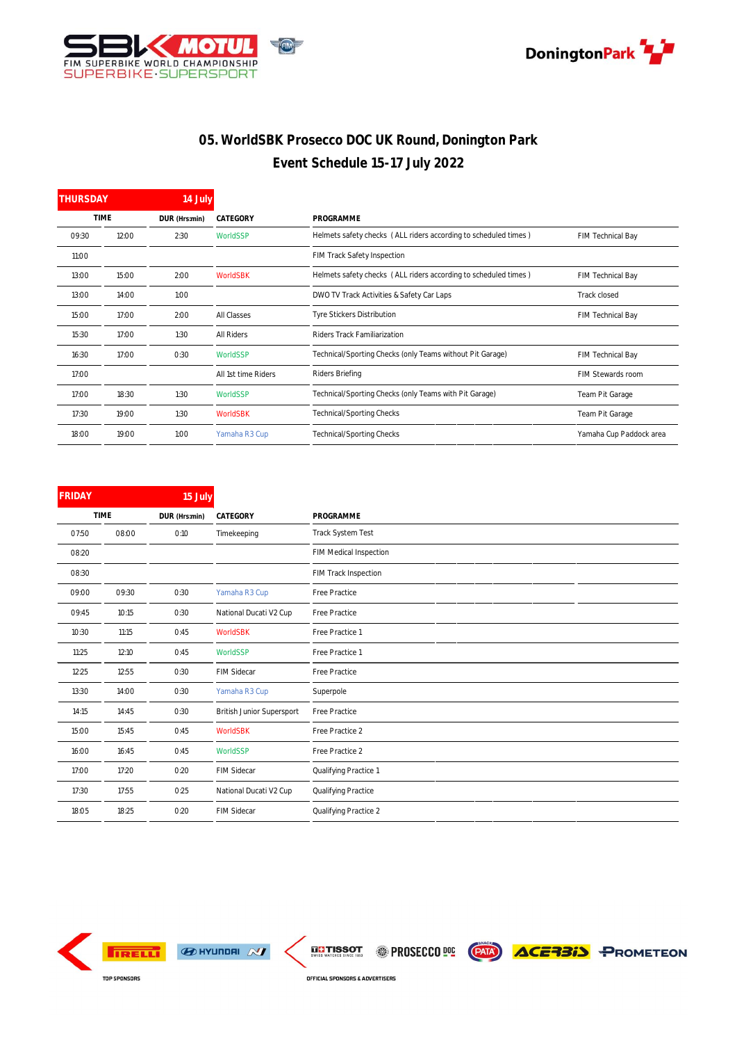# 05. WorldSBK Prosecco DOC UK Round, Donington Park

## Event Schedule 15-17 July 2022

| THURSDAY | | 14 July | | | |
|---|---|---|---|---|---|
| TIME | | DUR (Hrs:min) | CATEGORY | PROGRAMME | |
| 09:30 | 12:00 | 2:30 | WorldSSP | Helmets safety checks ( ALL riders according to scheduled times ) | FIM Technical Bay |
| 11:00 | | | | FIM Track Safety Inspection | |
| 13:00 | 15:00 | 2:00 | WorldSBK | Helmets safety checks ( ALL riders according to scheduled times ) | FIM Technical Bay |
| 13:00 | 14:00 | 1:00 | | DWO TV Track Activities & Safety Car Laps | Track closed |
| 15:00 | 17:00 | 2:00 | All Classes | Tyre Stickers Distribution | FIM Technical Bay |
| 15:30 | 17:00 | 1:30 | All Riders | Riders Track Familiarization | |
| 16:30 | 17:00 | 0:30 | WorldSSP | Technical/Sporting Checks (only Teams without Pit Garage) | FIM Technical Bay |
| 17:00 | | | All 1st time Riders | Riders Briefing | FIM Stewards room |
| 17:00 | 18:30 | 1:30 | WorldSSP | Technical/Sporting Checks (only Teams with Pit Garage) | Team Pit Garage |
| 17:30 | 19:00 | 1:30 | WorldSBK | Technical/Sporting Checks | Team Pit Garage |
| 18:00 | 19:00 | 1:00 | Yamaha R3 Cup | Technical/Sporting Checks | Yamaha Cup Paddock area |

| FRIDAY | | 15 July | | |
|---|---|---|---|---|
| TIME | | DUR (Hrs:min) | CATEGORY | PROGRAMME |
| 07:50 | 08:00 | 0:10 | Timekeeping | Track System Test |
| 08:20 | | | | FIM Medical Inspection |
| 08:30 | | | | FIM Track Inspection |
| 09:00 | 09:30 | 0:30 | Yamaha R3 Cup | Free Practice |
| 09:45 | 10:15 | 0:30 | National Ducati V2 Cup | Free Practice |
| 10:30 | 11:15 | 0:45 | WorldSBK | Free Practice 1 |
| 11:25 | 12:10 | 0:45 | WorldSSP | Free Practice 1 |
| 12:25 | 12:55 | 0:30 | FIM Sidecar | Free Practice |
| 13:30 | 14:00 | 0:30 | Yamaha R3 Cup | Superpole |
| 14:15 | 14:45 | 0:30 | British Junior Supersport | Free Practice |
| 15:00 | 15:45 | 0:45 | WorldSBK | Free Practice 2 |
| 16:00 | 16:45 | 0:45 | WorldSSP | Free Practice 2 |
| 17:00 | 17:20 | 0:20 | FIM Sidecar | Qualifying Practice 1 |
| 17:30 | 17:55 | 0:25 | National Ducati V2 Cup | Qualifying Practice |
| 18:05 | 18:25 | 0:20 | FIM Sidecar | Qualifying Practice 2 |

TOP SPONSORS

OFFICIAL SPONSORS & ADVERTISERS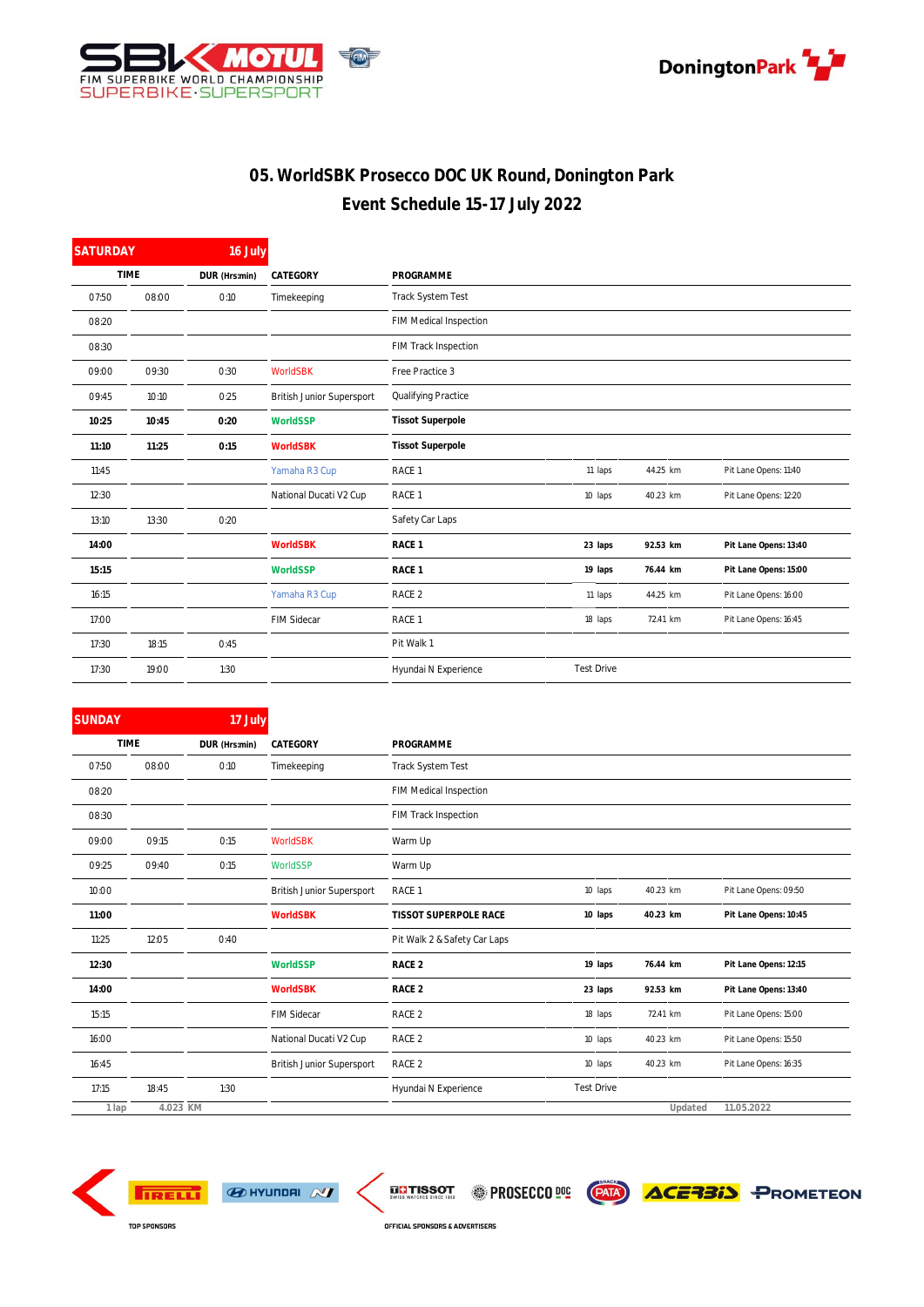# 05. WorldSBK Prosecco DOC UK Round, Donington Park

## Event Schedule 15-17 July 2022

| SATURDAY | | 16 July | | | | | |
|---|---|---|---|---|---|---|---|
| TIME | | DUR (Hrs:min) | CATEGORY | PROGRAMME | | | |
| 07:50 | 08:00 | 0:10 | Timekeeping | Track System Test | | | |
| 08:20 | | | | FIM Medical Inspection | | | |
| 08:30 | | | | FIM Track Inspection | | | |
| 09:00 | 09:30 | 0:30 | WorldSBK | Free Practice 3 | | | |
| 09:45 | 10:10 | 0:25 | British Junior Supersport | Qualifying Practice | | | |
| **10:25** | **10:45** | **0:20** | **WorldSSP** | **Tissot Superpole** | | | |
| **11:10** | **11:25** | **0:15** | **WorldSBK** | **Tissot Superpole** | | | |
| 11:45 | | | Yamaha R3 Cup | RACE 1 | 11 laps | 44.25 km | Pit Lane Opens: 11:40 |
| 12:30 | | | National Ducati V2 Cup | RACE 1 | 10 laps | 40.23 km | Pit Lane Opens: 12:20 |
| 13:10 | 13:30 | 0:20 | | Safety Car Laps | | | |
| **14:00** | | | **WorldSBK** | **RACE 1** | **23 laps** | **92.53 km** | **Pit Lane Opens: 13:40** |
| **15:15** | | | **WorldSSP** | **RACE 1** | **19 laps** | **76.44 km** | **Pit Lane Opens: 15:00** |
| 16:15 | | | Yamaha R3 Cup | RACE 2 | 11 laps | 44.25 km | Pit Lane Opens: 16:00 |
| 17:00 | | | FIM Sidecar | RACE 1 | 18 laps | 72.41 km | Pit Lane Opens: 16:45 |
| 17:30 | 18:15 | 0:45 | | Pit Walk 1 | | | |
| 17:30 | 19:00 | 1:30 | | Hyundai N Experience | Test Drive | | |

| SUNDAY | | 17 July | | | | | |
|---|---|---|---|---|---|---|---|
| TIME | | DUR (Hrs:min) | CATEGORY | PROGRAMME | | | |
| 07:50 | 08:00 | 0:10 | Timekeeping | Track System Test | | | |
| 08:20 | | | | FIM Medical Inspection | | | |
| 08:30 | | | | FIM Track Inspection | | | |
| 09:00 | 09:15 | 0:15 | WorldSBK | Warm Up | | | |
| 09:25 | 09:40 | 0:15 | WorldSSP | Warm Up | | | |
| 10:00 | | | British Junior Supersport | RACE 1 | 10 laps | 40.23 km | Pit Lane Opens: 09:50 |
| **11:00** | | | **WorldSBK** | **TISSOT SUPERPOLE RACE** | **10 laps** | **40.23 km** | **Pit Lane Opens: 10:45** |
| 11:25 | 12:05 | 0:40 | | Pit Walk 2 & Safety Car Laps | | | |
| **12:30** | | | **WorldSSP** | **RACE 2** | **19 laps** | **76.44 km** | **Pit Lane Opens: 12:15** |
| **14:00** | | | **WorldSBK** | **RACE 2** | **23 laps** | **92.53 km** | **Pit Lane Opens: 13:40** |
| 15:15 | | | FIM Sidecar | RACE 2 | 18 laps | 72.41 km | Pit Lane Opens: 15:00 |
| 16:00 | | | National Ducati V2 Cup | RACE 2 | 10 laps | 40.23 km | Pit Lane Opens: 15:50 |
| 16:45 | | | British Junior Supersport | RACE 2 | 10 laps | 40.23 km | Pit Lane Opens: 16:35 |
| 17:15 | 18:45 | 1:30 | | Hyundai N Experience | Test Drive | | |

1 lap 4.023 KM

Updated 11.05.2022

TOP SPONSORS

OFFICIAL SPONSORS & ADVERTISERS